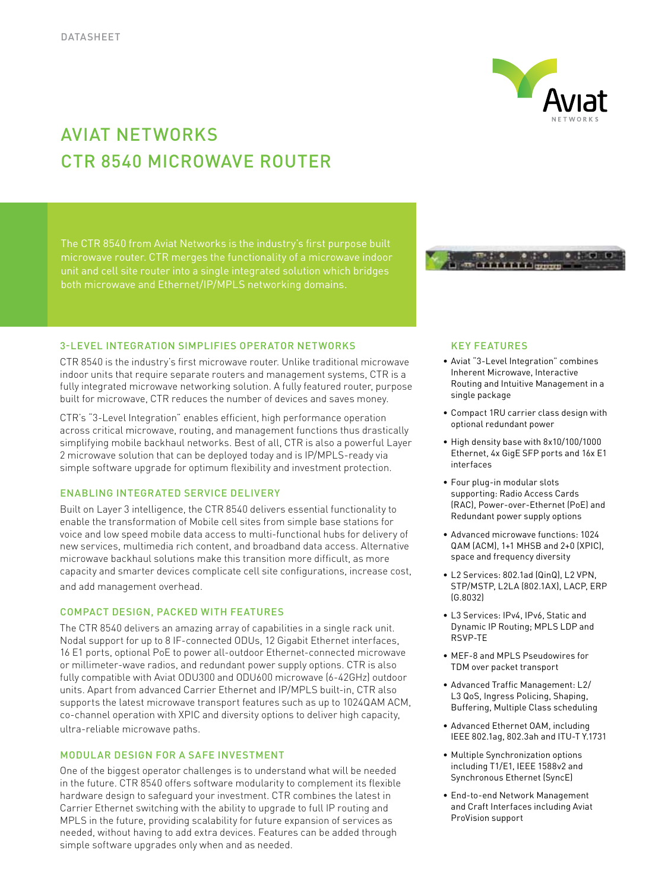DATASHEET

# AVIAT NETWORKS CTR 8540 MICROWAVE ROUTER

The CTR 8540 from Aviat Networks is the industry's first purpose built microwave router. CTR merges the functionality of a microwave indoor unit and cell site router into a single integrated solution which bridges both microwave and Ethernet/IP/MPLS networking domains.

## 3-LEVEL INTEGRATION SIMPLIFIES OPERATOR NETWORKS

CTR 8540 is the industry's first microwave router. Unlike traditional microwave indoor units that require separate routers and management systems, CTR is a fully integrated microwave networking solution. A fully featured router, purpose built for microwave, CTR reduces the number of devices and saves money.

CTR's "3-Level Integration" enables efficient, high performance operation across critical microwave, routing, and management functions thus drastically simplifying mobile backhaul networks. Best of all, CTR is also a powerful Layer 2 microwave solution that can be deployed today and is IP/MPLS-ready via simple software upgrade for optimum flexibility and investment protection.

## ENABLING INTEGRATED SERVICE DELIVERY

Built on Layer 3 intelligence, the CTR 8540 delivers essential functionality to enable the transformation of Mobile cell sites from simple base stations for voice and low speed mobile data access to multi-functional hubs for delivery of new services, multimedia rich content, and broadband data access. Alternative microwave backhaul solutions make this transition more difficult, as more capacity and smarter devices complicate cell site configurations, increase cost, and add management overhead.

## COMPACT DESIGN, PACKED WITH FEATURES

The CTR 8540 delivers an amazing array of capabilities in a single rack unit. Nodal support for up to 8 IF-connected ODUs, 12 Gigabit Ethernet interfaces, 16 E1 ports, optional PoE to power all-outdoor Ethernet-connected microwave or millimeter-wave radios, and redundant power supply options. CTR is also fully compatible with Aviat ODU300 and ODU600 microwave (6-42GHz) outdoor units. Apart from advanced Carrier Ethernet and IP/MPLS built-in, CTR also supports the latest microwave transport features such as up to 1024QAM ACM, co-channel operation with XPIC and diversity options to deliver high capacity, ultra-reliable microwave paths.

## MODULAR DESIGN FOR A SAFE INVESTMENT

One of the biggest operator challenges is to understand what will be needed in the future. CTR 8540 offers software modularity to complement its flexible hardware design to safeguard your investment. CTR combines the latest in Carrier Ethernet switching with the ability to upgrade to full IP routing and MPLS in the future, providing scalability for future expansion of services as needed, without having to add extra devices. Features can be added through simple software upgrades only when and as needed.

## KEY FEATURES

- Aviat "3-Level Integration" combines Inherent Microwave, Interactive Routing and Intuitive Management in a single package
- Compact 1RU carrier class design with optional redundant power
- High density base with 8x10/100/1000 Ethernet, 4x GigE SFP ports and 16x E1 interfaces
- Four plug-in modular slots supporting: Radio Access Cards (RAC), Power-over-Ethernet (PoE) and Redundant power supply options
- Advanced microwave functions: 1024 QAM (ACM), 1+1 MHSB and 2+0 (XPIC), space and frequency diversity
- L2 Services: 802.1ad (QinQ), L2 VPN, STP/MSTP, L2LA (802.1AX), LACP, ERP (G.8032)
- L3 Services: IPv4, IPv6, Static and Dynamic IP Routing; MPLS LDP and RSVP-TE
- MEF-8 and MPLS Pseudowires for TDM over packet transport
- Advanced Traffic Management: L2/ L3 QoS, Ingress Policing, Shaping, Buffering, Multiple Class scheduling
- Advanced Ethernet OAM, including IEEE 802.1ag, 802.3ah and ITU-T Y.1731
- Multiple Synchronization options including T1/E1, IEEE 1588v2 and Synchronous Ethernet (SyncE)
- End-to-end Network Management and Craft Interfaces including Aviat ProVision support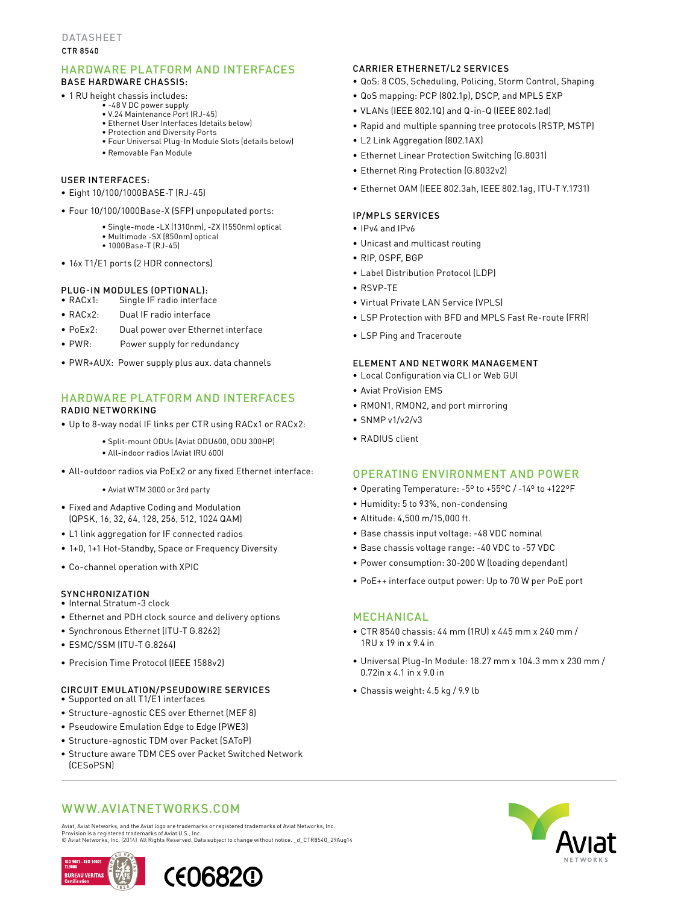DATASHEET

CTR 8540

## HARDWARE PLATFORM AND INTERFACES

### BASE HARDWARE CHASSIS:

- 1 RU height chassis includes:
  - -48 V DC power supply
  - V.24 Maintenance Port (RJ-45)
  - Ethernet User Interfaces (details below)
  - Protection and Diversity Ports
  - Four Universal Plug-In Module Slots (details below)
  - Removable Fan Module

### USER INTERFACES:

- Eight 10/100/1000BASE-T (RJ-45)
- Four 10/100/1000Base-X (SFP) unpopulated ports:
  - Single-mode -LX (1310nm), -ZX (1550nm) optical
  - Multimode -SX (850nm) optical
  - 1000Base-T (RJ-45)
- 16x T1/E1 ports (2 HDR connectors)

### PLUG-IN MODULES (OPTIONAL):

- RACx1: Single IF radio interface
- RACx2: Dual IF radio interface
- PoEx2: Dual power over Ethernet interface
- PWR: Power supply for redundancy
- PWR+AUX: Power supply plus aux. data channels

## HARDWARE PLATFORM AND INTERFACES

### RADIO NETWORKING

- Up to 8-way nodal IF links per CTR using RACx1 or RACx2:
  - Split-mount ODUs (Aviat ODU600, ODU 300HP)
  - All-indoor radios (Aviat IRU 600)
- All-outdoor radios via PoEx2 or any fixed Ethernet interface:
  - Aviat WTM 3000 or 3rd party
- Fixed and Adaptive Coding and Modulation (QPSK, 16, 32, 64, 128, 256, 512, 1024 QAM)
- L1 link aggregation for IF connected radios
- 1+0, 1+1 Hot-Standby, Space or Frequency Diversity
- Co-channel operation with XPIC

### SYNCHRONIZATION

- Internal Stratum-3 clock
- Ethernet and PDH clock source and delivery options
- Synchronous Ethernet (ITU-T G.8262)
- ESMC/SSM (ITU-T G.8264)
- Precision Time Protocol (IEEE 1588v2)

### CIRCUIT EMULATION/PSEUDOWIRE SERVICES

- Supported on all T1/E1 interfaces
- Structure-agnostic CES over Ethernet (MEF 8)
- Pseudowire Emulation Edge to Edge (PWE3)
- Structure-agnostic TDM over Packet (SAToP)
- Structure aware TDM CES over Packet Switched Network (CESoPSN)

### CARRIER ETHERNET/L2 SERVICES

- QoS: 8 COS, Scheduling, Policing, Storm Control, Shaping
- QoS mapping: PCP (802.1p), DSCP, and MPLS EXP
- VLANs (IEEE 802.1Q) and Q-in-Q (IEEE 802.1ad)
- Rapid and multiple spanning tree protocols (RSTP, MSTP)
- L2 Link Aggregation (802.1AX)
- Ethernet Linear Protection Switching (G.8031)
- Ethernet Ring Protection (G.8032v2)
- Ethernet OAM (IEEE 802.3ah, IEEE 802.1ag, ITU-T Y.1731)

### IP/MPLS SERVICES

- IPv4 and IPv6
- Unicast and multicast routing
- RIP, OSPF, BGP
- Label Distribution Protocol (LDP)
- RSVP-TE
- Virtual Private LAN Service (VPLS)
- LSP Protection with BFD and MPLS Fast Re-route (FRR)
- LSP Ping and Traceroute

### ELEMENT AND NETWORK MANAGEMENT

- Local Configuration via CLI or Web GUI
- Aviat ProVision EMS
- RMON1, RMON2, and port mirroring
- SNMP v1/v2/v3
- RADIUS client

## OPERATING ENVIRONMENT AND POWER

- Operating Temperature: -5º to +55ºC / -14º to +122ºF
- Humidity: 5 to 93%, non-condensing
- Altitude: 4,500 m/15,000 ft.
- Base chassis input voltage: -48 VDC nominal
- Base chassis voltage range: -40 VDC to -57 VDC
- Power consumption: 30-200 W (loading dependant)
- PoE++ interface output power: Up to 70 W per PoE port

## MECHANICAL

- CTR 8540 chassis: 44 mm (1RU) x 445 mm x 240 mm / 1RU x 19 in x 9.4 in
- Universal Plug-In Module: 18.27 mm x 104.3 mm x 230 mm / 0.72in x 4.1 in x 9.0 in
- Chassis weight: 4.5 kg / 9.9 lb

WWW.AVIATNETWORKS.COM

Aviat, Aviat Networks, and the Aviat logo are trademarks or registered trademarks of Aviat Networks, Inc.
Provision is a registered trademarks of Aviat U.S., Inc.
© Aviat Networks, Inc. (2014) All Rights Reserved. Data subject to change without notice. _d_CTR8540_29Aug14

ISO 9001 - ISO 14001 TL9000 BUREAU VERITAS Certification

CE0682